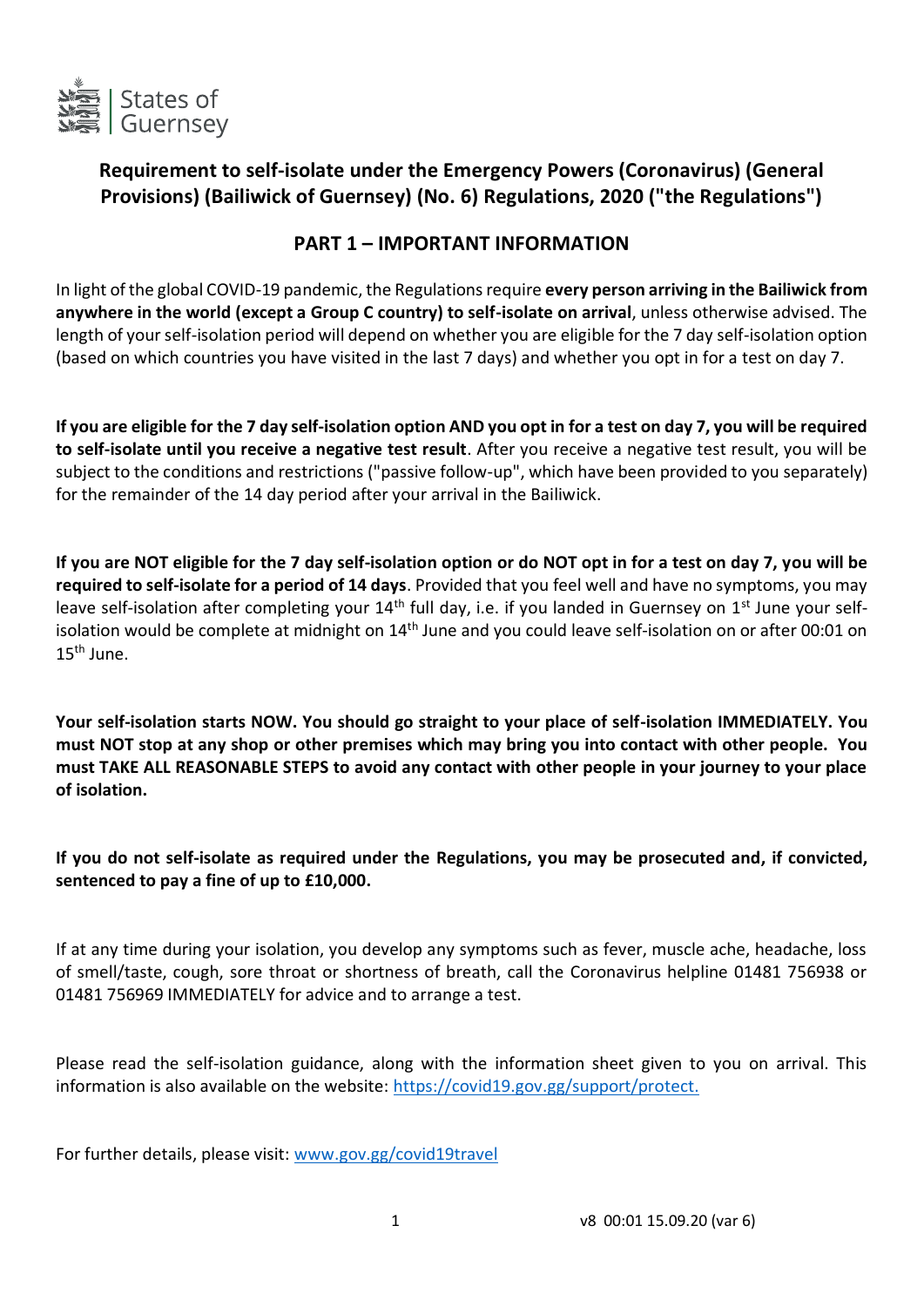States of Guernsey

# Requirement to self-isolate under the Emergency Powers (Coronavirus) (General Provisions) (Bailiwick of Guernsey) (No. 6) Regulations, 2020 ("the Regulations")

## PART 1 – IMPORTANT INFORMATION

In light of the global COVID-19 pandemic, the Regulations require **every person arriving in the Bailiwick from anywhere in the world (except a Group C country) to self-isolate on arrival**, unless otherwise advised. The length of your self-isolation period will depend on whether you are eligible for the 7 day self-isolation option (based on which countries you have visited in the last 7 days) and whether you opt in for a test on day 7.

**If you are eligible for the 7 day self-isolation option AND you opt in for a test on day 7, you will be required to self-isolate until you receive a negative test result**. After you receive a negative test result, you will be subject to the conditions and restrictions ("passive follow-up", which have been provided to you separately) for the remainder of the 14 day period after your arrival in the Bailiwick.

**If you are NOT eligible for the 7 day self-isolation option or do NOT opt in for a test on day 7, you will be required to self-isolate for a period of 14 days**. Provided that you feel well and have no symptoms, you may leave self-isolation after completing your 14th full day, i.e. if you landed in Guernsey on 1st June your self-isolation would be complete at midnight on 14th June and you could leave self-isolation on or after 00:01 on 15th June.

**Your self-isolation starts NOW. You should go straight to your place of self-isolation IMMEDIATELY. You must NOT stop at any shop or other premises which may bring you into contact with other people. You must TAKE ALL REASONABLE STEPS to avoid any contact with other people in your journey to your place of isolation.**

**If you do not self-isolate as required under the Regulations, you may be prosecuted and, if convicted, sentenced to pay a fine of up to £10,000.**

If at any time during your isolation, you develop any symptoms such as fever, muscle ache, headache, loss of smell/taste, cough, sore throat or shortness of breath, call the Coronavirus helpline 01481 756938 or 01481 756969 IMMEDIATELY for advice and to arrange a test.

Please read the self-isolation guidance, along with the information sheet given to you on arrival. This information is also available on the website: [https://covid19.gov.gg/support/protect.](https://covid19.gov.gg/support/protect)

For further details, please visit: [www.gov.gg/covid19travel](http://www.gov.gg/covid19travel)

v8 00:01 15.09.20 (var 6)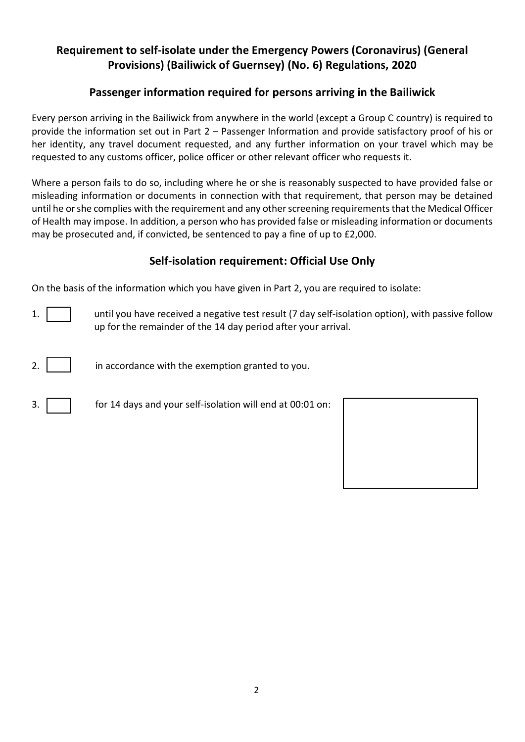## Requirement to self-isolate under the Emergency Powers (Coronavirus) (General Provisions) (Bailiwick of Guernsey) (No. 6) Regulations, 2020

### Passenger information required for persons arriving in the Bailiwick

Every person arriving in the Bailiwick from anywhere in the world (except a Group C country) is required to provide the information set out in Part 2 – Passenger Information and provide satisfactory proof of his or her identity, any travel document requested, and any further information on your travel which may be requested to any customs officer, police officer or other relevant officer who requests it.

Where a person fails to do so, including where he or she is reasonably suspected to have provided false or misleading information or documents in connection with that requirement, that person may be detained until he or she complies with the requirement and any other screening requirements that the Medical Officer of Health may impose. In addition, a person who has provided false or misleading information or documents may be prosecuted and, if convicted, be sentenced to pay a fine of up to £2,000.

### Self-isolation requirement: Official Use Only

On the basis of the information which you have given in Part 2, you are required to isolate:

1. ☐ until you have received a negative test result (7 day self-isolation option), with passive follow up for the remainder of the 14 day period after your arrival.

2. ☐ in accordance with the exemption granted to you.

3. ☐ for 14 days and your self-isolation will end at 00:01 on: ____________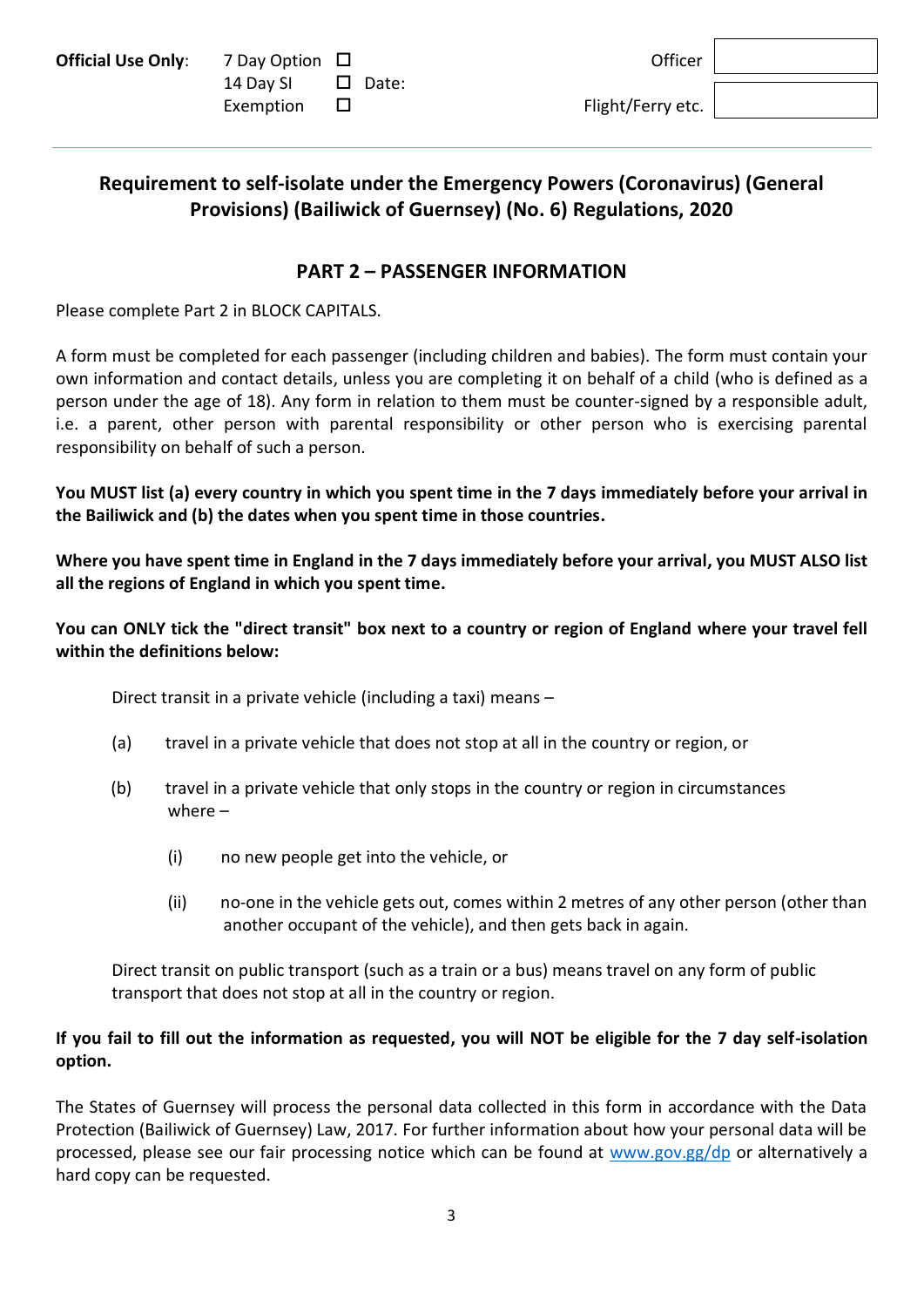**Official Use Only**: 7 Day Option ☐ | 14 Day SI ☐ Date: | Exemption ☐

Officer | Flight/Ferry etc.

---

## Requirement to self-isolate under the Emergency Powers (Coronavirus) (General Provisions) (Bailiwick of Guernsey) (No. 6) Regulations, 2020

## PART 2 – PASSENGER INFORMATION

Please complete Part 2 in BLOCK CAPITALS.

A form must be completed for each passenger (including children and babies). The form must contain your own information and contact details, unless you are completing it on behalf of a child (who is defined as a person under the age of 18). Any form in relation to them must be counter-signed by a responsible adult, i.e. a parent, other person with parental responsibility or other person who is exercising parental responsibility on behalf of such a person.

**You MUST list (a) every country in which you spent time in the 7 days immediately before your arrival in the Bailiwick and (b) the dates when you spent time in those countries.**

**Where you have spent time in England in the 7 days immediately before your arrival, you MUST ALSO list all the regions of England in which you spent time.**

**You can ONLY tick the "direct transit" box next to a country or region of England where your travel fell within the definitions below:**

Direct transit in a private vehicle (including a taxi) means –

(a) travel in a private vehicle that does not stop at all in the country or region, or

(b) travel in a private vehicle that only stops in the country or region in circumstances where –

 (i) no new people get into the vehicle, or

 (ii) no-one in the vehicle gets out, comes within 2 metres of any other person (other than another occupant of the vehicle), and then gets back in again.

Direct transit on public transport (such as a train or a bus) means travel on any form of public transport that does not stop at all in the country or region.

**If you fail to fill out the information as requested, you will NOT be eligible for the 7 day self-isolation option.**

The States of Guernsey will process the personal data collected in this form in accordance with the Data Protection (Bailiwick of Guernsey) Law, 2017. For further information about how your personal data will be processed, please see our fair processing notice which can be found at www.gov.gg/dp or alternatively a hard copy can be requested.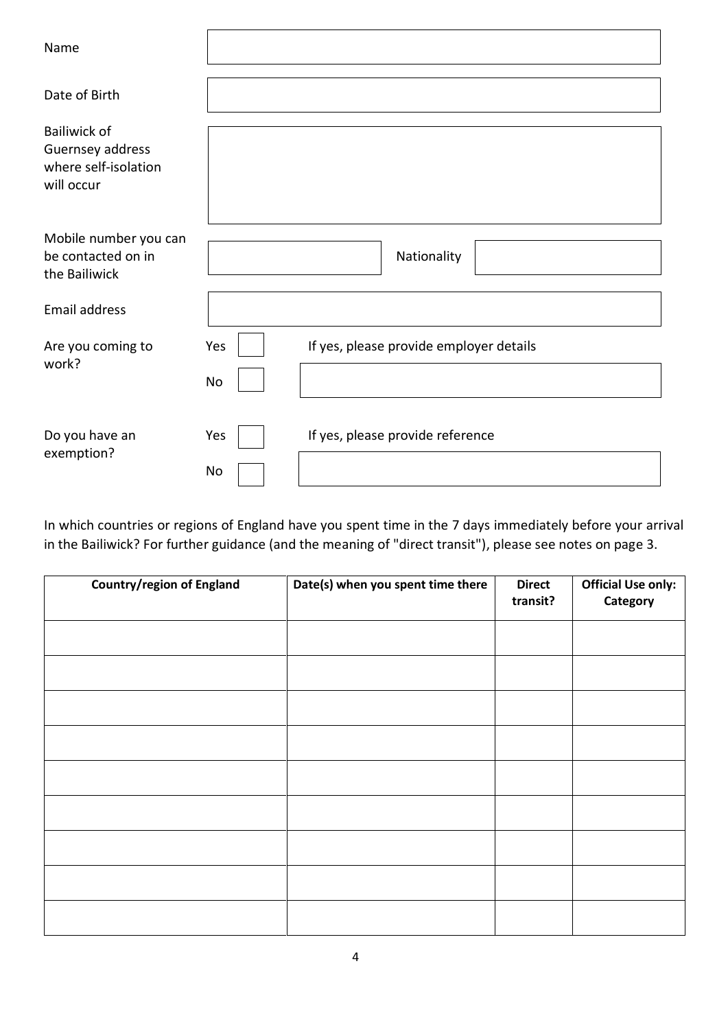| | |
|---|---|
| Name | |
| Date of Birth | |
| Bailiwick of Guernsey address where self-isolation will occur | |
| Mobile number you can be contacted on in the Bailiwick | Nationality |
| Email address | |
| Are you coming to work? | Yes ☐ No ☐ If yes, please provide employer details |
| Do you have an exemption? | Yes ☐ No ☐ If yes, please provide reference |

In which countries or regions of England have you spent time in the 7 days immediately before your arrival in the Bailiwick? For further guidance (and the meaning of "direct transit"), please see notes on page 3.

| Country/region of England | Date(s) when you spent time there | Direct transit? | Official Use only: Category |
|---|---|---|---|
| | | | |
| | | | |
| | | | |
| | | | |
| | | | |
| | | | |
| | | | |
| | | | |
| | | | |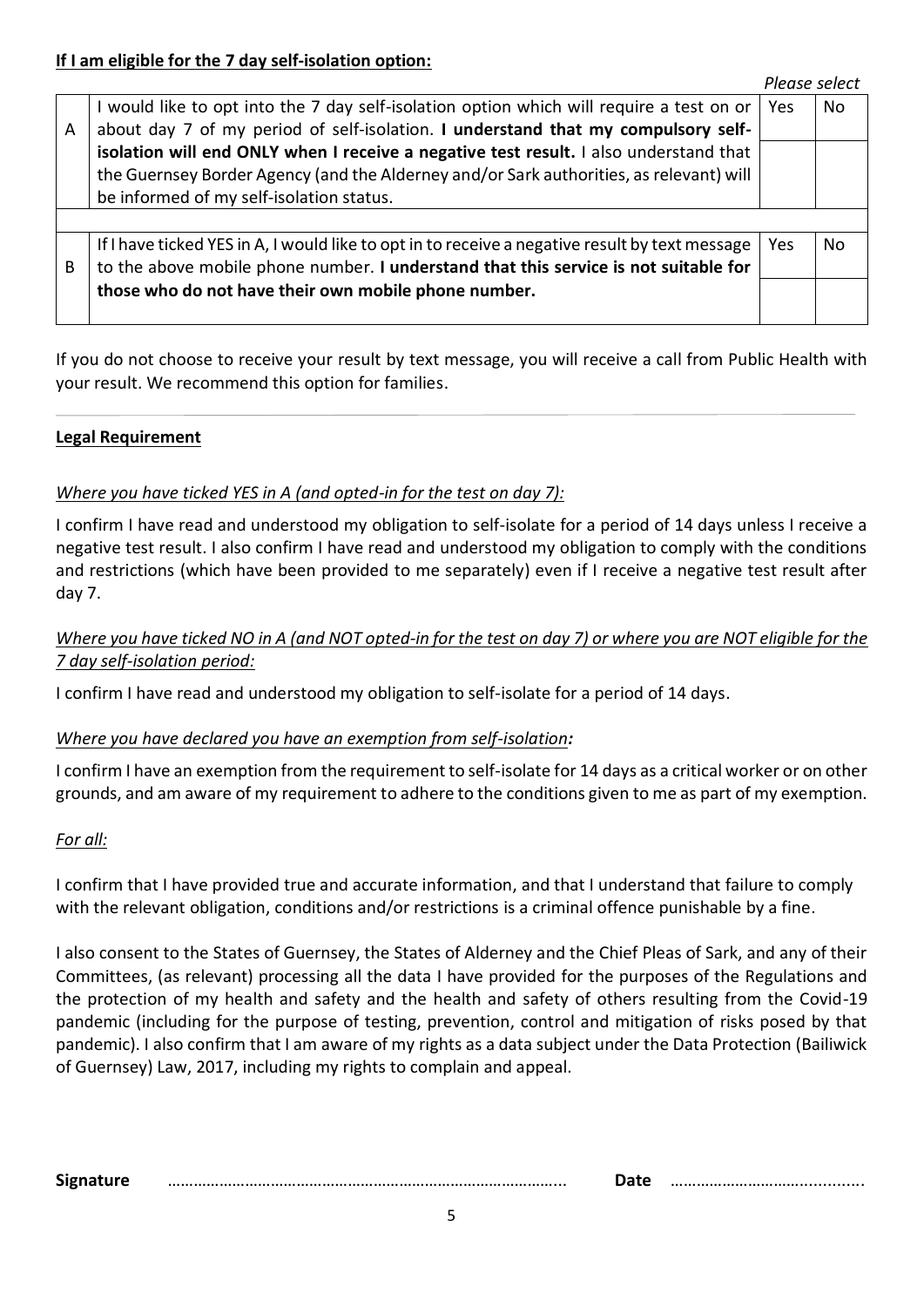**If I am eligible for the 7 day self-isolation option:**

*Please select*

| | | | |
|---|---|---|---|
| A | I would like to opt into the 7 day self-isolation option which will require a test on or about day 7 of my period of self-isolation. **I understand that my compulsory self-isolation will end ONLY when I receive a negative test result.** I also understand that the Guernsey Border Agency (and the Alderney and/or Sark authorities, as relevant) will be informed of my self-isolation status. | Yes | No |
| B | If I have ticked YES in A, I would like to opt in to receive a negative result by text message to the above mobile phone number. **I understand that this service is not suitable for those who do not have their own mobile phone number.** | Yes | No |

If you do not choose to receive your result by text message, you will receive a call from Public Health with your result. We recommend this option for families.

**Legal Requirement**

*Where you have ticked YES in A (and opted-in for the test on day 7):*

I confirm I have read and understood my obligation to self-isolate for a period of 14 days unless I receive a negative test result. I also confirm I have read and understood my obligation to comply with the conditions and restrictions (which have been provided to me separately) even if I receive a negative test result after day 7.

*Where you have ticked NO in A (and NOT opted-in for the test on day 7) or where you are NOT eligible for the 7 day self-isolation period:*

I confirm I have read and understood my obligation to self-isolate for a period of 14 days.

*Where you have declared you have an exemption from self-isolation:*

I confirm I have an exemption from the requirement to self-isolate for 14 days as a critical worker or on other grounds, and am aware of my requirement to adhere to the conditions given to me as part of my exemption.

*For all:*

I confirm that I have provided true and accurate information, and that I understand that failure to comply with the relevant obligation, conditions and/or restrictions is a criminal offence punishable by a fine.

I also consent to the States of Guernsey, the States of Alderney and the Chief Pleas of Sark, and any of their Committees, (as relevant) processing all the data I have provided for the purposes of the Regulations and the protection of my health and safety and the health and safety of others resulting from the Covid-19 pandemic (including for the purpose of testing, prevention, control and mitigation of risks posed by that pandemic). I also confirm that I am aware of my rights as a data subject under the Data Protection (Bailiwick of Guernsey) Law, 2017, including my rights to complain and appeal.

**Signature** ………………………………………………………………………….... **Date** ……………………………..............